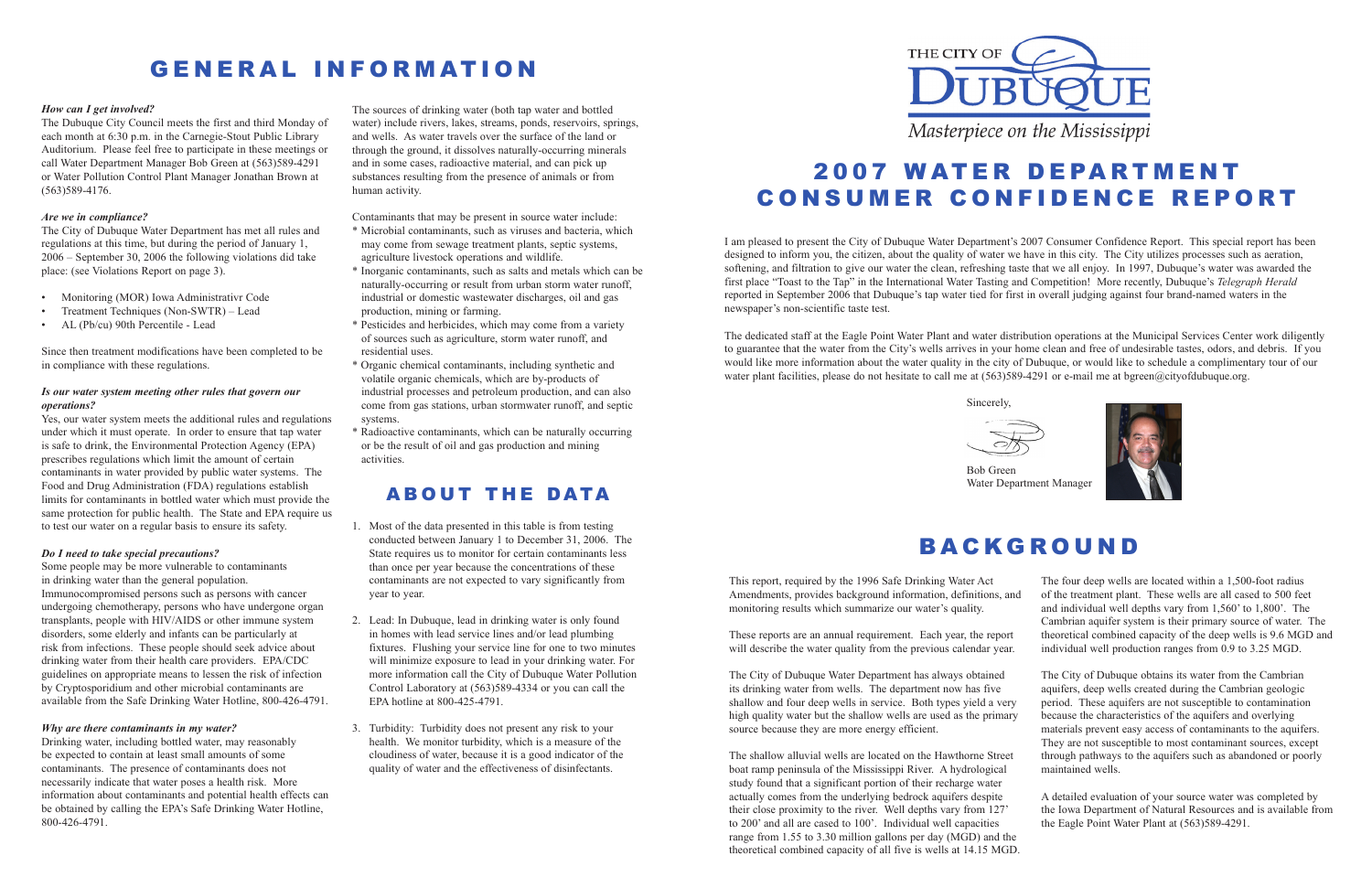# GENERAL INFORMATION

***How can I get involved?***

The Dubuque City Council meets the first and third Monday of each month at 6:30 p.m. in the Carnegie-Stout Public Library Auditorium. Please feel free to participate in these meetings or call Water Department Manager Bob Green at (563)589-4291 or Water Pollution Control Plant Manager Jonathan Brown at (563)589-4176.

***Are we in compliance?***

The City of Dubuque Water Department has met all rules and regulations at this time, but during the period of January 1, 2006 – September 30, 2006 the following violations did take place: (see Violations Report on page 3).

- Monitoring (MOR) Iowa Administrativr Code
- Treatment Techniques (Non-SWTR) – Lead
- AL (Pb/cu) 90th Percentile - Lead

Since then treatment modifications have been completed to be in compliance with these regulations.

***Is our water system meeting other rules that govern our operations?***

Yes, our water system meets the additional rules and regulations under which it must operate. In order to ensure that tap water is safe to drink, the Environmental Protection Agency (EPA) prescribes regulations which limit the amount of certain contaminants in water provided by public water systems. The Food and Drug Administration (FDA) regulations establish limits for contaminants in bottled water which must provide the same protection for public health. The State and EPA require us to test our water on a regular basis to ensure its safety.

***Do I need to take special precautions?***

Some people may be more vulnerable to contaminants in drinking water than the general population. Immunocompromised persons such as persons with cancer undergoing chemotherapy, persons who have undergone organ transplants, people with HIV/AIDS or other immune system disorders, some elderly and infants can be particularly at risk from infections. These people should seek advice about drinking water from their health care providers. EPA/CDC guidelines on appropriate means to lessen the risk of infection by Cryptosporidium and other microbial contaminants are available from the Safe Drinking Water Hotline, 800-426-4791.

***Why are there contaminants in my water?***

Drinking water, including bottled water, may reasonably be expected to contain at least small amounts of some contaminants. The presence of contaminants does not necessarily indicate that water poses a health risk. More information about contaminants and potential health effects can be obtained by calling the EPA's Safe Drinking Water Hotline, 800-426-4791.

The sources of drinking water (both tap water and bottled water) include rivers, lakes, streams, ponds, reservoirs, springs, and wells. As water travels over the surface of the land or through the ground, it dissolves naturally-occurring minerals and in some cases, radioactive material, and can pick up substances resulting from the presence of animals or from human activity.

Contaminants that may be present in source water include:

* Microbial contaminants, such as viruses and bacteria, which may come from sewage treatment plants, septic systems, agriculture livestock operations and wildlife.
* Inorganic contaminants, such as salts and metals which can be naturally-occurring or result from urban storm water runoff, industrial or domestic wastewater discharges, oil and gas production, mining or farming.
* Pesticides and herbicides, which may come from a variety of sources such as agriculture, storm water runoff, and residential uses.
* Organic chemical contaminants, including synthetic and volatile organic chemicals, which are by-products of industrial processes and petroleum production, and can also come from gas stations, urban stormwater runoff, and septic systems.
* Radioactive contaminants, which can be naturally occurring or be the result of oil and gas production and mining activities.

# ABOUT THE DATA

1. Most of the data presented in this table is from testing conducted between January 1 to December 31, 2006. The State requires us to monitor for certain contaminants less than once per year because the concentrations of these contaminants are not expected to vary significantly from year to year.
2. Lead: In Dubuque, lead in drinking water is only found in homes with lead service lines and/or lead plumbing fixtures. Flushing your service line for one to two minutes will minimize exposure to lead in your drinking water. For more information call the City of Dubuque Water Pollution Control Laboratory at (563)589-4334 or you can call the EPA hotline at 800-425-4791.
3. Turbidity: Turbidity does not present any risk to your health. We monitor turbidity, which is a measure of the cloudiness of water, because it is a good indicator of the quality of water and the effectiveness of disinfectants.

THE CITY OF DUBUQUE

*Masterpiece on the Mississippi*

# 2007 WATER DEPARTMENT CONSUMER CONFIDENCE REPORT

I am pleased to present the City of Dubuque Water Department's 2007 Consumer Confidence Report. This special report has been designed to inform you, the citizen, about the quality of water we have in this city. The City utilizes processes such as aeration, softening, and filtration to give our water the clean, refreshing taste that we all enjoy. In 1997, Dubuque's water was awarded the first place "Toast to the Tap" in the International Water Tasting and Competition! More recently, Dubuque's *Telegraph Herald* reported in September 2006 that Dubuque's tap water tied for first in overall judging against four brand-named waters in the newspaper's non-scientific taste test.

The dedicated staff at the Eagle Point Water Plant and water distribution operations at the Municipal Services Center work diligently to guarantee that the water from the City's wells arrives in your home clean and free of undesirable tastes, odors, and debris. If you would like more information about the water quality in the city of Dubuque, or would like to schedule a complimentary tour of our water plant facilities, please do not hesitate to call me at (563)589-4291 or e-mail me at bgreen@cityofdubuque.org.

Sincerely,

Bob Green
Water Department Manager

# BACKGROUND

This report, required by the 1996 Safe Drinking Water Act Amendments, provides background information, definitions, and monitoring results which summarize our water's quality.

These reports are an annual requirement. Each year, the report will describe the water quality from the previous calendar year.

The City of Dubuque Water Department has always obtained its drinking water from wells. The department now has five shallow and four deep wells in service. Both types yield a very high quality water but the shallow wells are used as the primary source because they are more energy efficient.

The shallow alluvial wells are located on the Hawthorne Street boat ramp peninsula of the Mississippi River. A hydrological study found that a significant portion of their recharge water actually comes from the underlying bedrock aquifers despite their close proximity to the river. Well depths vary from 127' to 200' and all are cased to 100'. Individual well capacities range from 1.55 to 3.30 million gallons per day (MGD) and the theoretical combined capacity of all five is wells at 14.15 MGD.

The four deep wells are located within a 1,500-foot radius of the treatment plant. These wells are all cased to 500 feet and individual well depths vary from 1,560' to 1,800'. The Cambrian aquifer system is their primary source of water. The theoretical combined capacity of the deep wells is 9.6 MGD and individual well production ranges from 0.9 to 3.25 MGD.

The City of Dubuque obtains its water from the Cambrian aquifers, deep wells created during the Cambrian geologic period. These aquifers are not susceptible to contamination because the characteristics of the aquifers and overlying materials prevent easy access of contaminants to the aquifers. They are not susceptible to most contaminant sources, except through pathways to the aquifers such as abandoned or poorly maintained wells.

A detailed evaluation of your source water was completed by the Iowa Department of Natural Resources and is available from the Eagle Point Water Plant at (563)589-4291.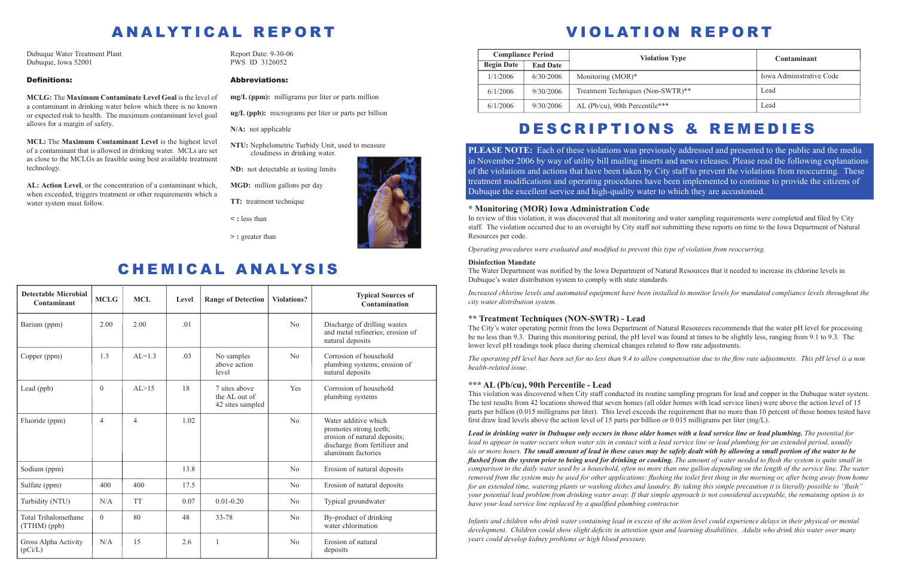# ANALYTICAL REPORT

Dubuque Water Treatment Plant
Dubuque, Iowa 52001

Report Date: 9-30-06
PWS ID 3126052

### Definitions:

**MCLG:** The **Maximum Contaminate Level Goal** is the level of a contaminant in drinking water below which there is no known or expected risk to health. The maximum contaminant level goal allows for a margin of safety.

**MCL:** The **Maximum Contaminant Level** is the highest level of a contaminant that is allowed in drinking water. MCLs are set as close to the MCLGs as feasible using best available treatment technology.

**AL: Action Level**, or the concentration of a contaminant which, when exceeded, triggers treatment or other requirements which a water system must follow.

### Abbreviations:

**mg/L (ppm):** milligrams per liter or parts million

**ug/L (ppb):** micrograms per liter or parts per billion

**N/A:** not applicable

**NTU:** Nephelometric Turbidy Unit, used to measure cloudiness in drinking water.

**ND:** not detectable at testing limits

**MGD:** million gallons per day

**TT:** treatment technique

**< :** less than

**> :** greater than

# CHEMICAL ANALYSIS

| Detectable Microbial Contaminant | MCLG | MCL | Level | Range of Detection | Violations? | Typical Sources of Contamination |
|---|---|---|---|---|---|---|
| Barium (ppm) | 2.00 | 2.00 | .01 | | No | Discharge of drilling wastes and metal refineries; erosion of natural deposits |
| Copper (ppm) | 1.3 | AL=1.3 | .03 | No samples above action level | No | Corrosion of household plumbing systems; erosion of natural deposits |
| Lead (ppb) | 0 | AL>15 | 18 | 7 sites above the AL out of 42 sites sampled | Yes | Corrosion of household plumbing systems |
| Fluoride (ppm) | 4 | 4 | 1.02 | | No | Water additive which promotes strong teeth; erosion of natural deposits; discharge from fertilizer and aluminum factories |
| Sodium (ppm) | | | 13.8 | | No | Erosion of natural deposits |
| Sulfate (ppm) | 400 | 400 | 17.5 | | No | Erosion of natural deposits |
| Turbidity (NTU) | N/A | TT | 0.07 | 0.01-0.20 | No | Typical groundwater |
| Total Trihalomethane (TTHM) (ppb) | 0 | 80 | 48 | 33-78 | No | By-product of drinking water chlorination |
| Gross Alpha Activity (pCi/L) | N/A | 15 | 2.6 | 1 | No | Erosion of natural deposits |

# VIOLATION REPORT

| Compliance Period | | Violation Type | Contaminant |
|---|---|---|---|
| Begin Date | End Date | | |
| 1/1/2006 | 6/30/2006 | Monitoring (MOR)* | Iowa Administrative Code |
| 6/1/2006 | 9/30/2006 | Treatment Techniques (Non-SWTR)** | Lead |
| 6/1/2006 | 9/30/2006 | AL (Pb/cu), 90th Percentile*** | Lead |

# DESCRIPTIONS & REMEDIES

**PLEASE NOTE:** Each of these violations was previously addressed and presented to the public and the media in November 2006 by way of utility bill mailing inserts and news releases. Please read the following explanations of the violations and actions that have been taken by City staff to prevent the violations from reoccurring. These treatment modifications and operating procedures have been implemented to continue to provide the citizens of Dubuque the excellent service and high-quality water to which they are accustomed.

### * Monitoring (MOR) Iowa Administration Code

In review of this violation, it was discovered that all monitoring and water sampling requirements were completed and filed by City staff. The violation occurred due to an oversight by City staff not submitting these reports on time to the Iowa Department of Natural Resources per code.

*Operating procedures were evaluated and modified to prevent this type of violation from reoccurring.*

**Disinfection Mandate**

The Water Department was notified by the Iowa Department of Natural Resources that it needed to increase its chlorine levels in Dubuque's water distribution system to comply with state standards.

*Increased chlorine levels and automated equipment have been installed to monitor levels for mandated compliance levels throughout the city water distribution system.*

### ** Treatment Techniques (NON-SWTR) - Lead

The City's water operating permit from the Iowa Department of Natural Resources recommends that the water pH level for processing be no less than 9.3. During this monitoring period, the pH level was found at times to be slightly less, ranging from 9.1 to 9.3. The lower level pH readings took place during chemical changes related to flow rate adjustments.

*The operating pH level has been set for no less than 9.4 to allow compensation due to the flow rate adjustments. This pH level is a non health-related issue.*

### *** AL (Pb/cu), 90th Percentile - Lead

This violation was discovered when City staff conducted its routine sampling program for lead and copper in the Dubuque water system. The test results from 42 locations showed that seven homes (all older homes with lead service lines) were above the action level of 15 parts per billion (0.015 milligrams per liter). This level exceeds the requirement that no more than 10 percent of those homes tested have first draw lead levels above the action level of 15 parts per billion or 0.015 milligrams per liter (mg/L).

***Lead in drinking water in Dubuque only occurs in those older homes with a lead service line or lead plumbing.*** *The potential for lead to appear in water occurs when water sits in contact with a lead service line or lead plumbing for an extended period, usually six or more hours.* ***The small amount of lead in these cases may be safely dealt with by allowing a small portion of the water to be flushed from the system prior to being used for drinking or cooking.*** *The amount of water needed to flush the system is quite small in comparison to the daily water used by a household, often no more than one gallon depending on the length of the service line. The water removed from the system may be used for other applications: flushing the toilet first thing in the morning or, after being away from home for an extended time, watering plants or washing dishes and laundry. By taking this simple precaution it is literally possible to "flush" your potential lead problem from drinking water away. If that simple approach is not considered acceptable, the remaining option is to have your lead service line replaced by a qualified plumbing contractor.*

*Infants and children who drink water containing lead in excess of the action level could experience delays in their physical or mental development. Children could show slight deficits in attention span and learning disabilities. Adults who drink this water over many years could develop kidney problems or high blood pressure.*